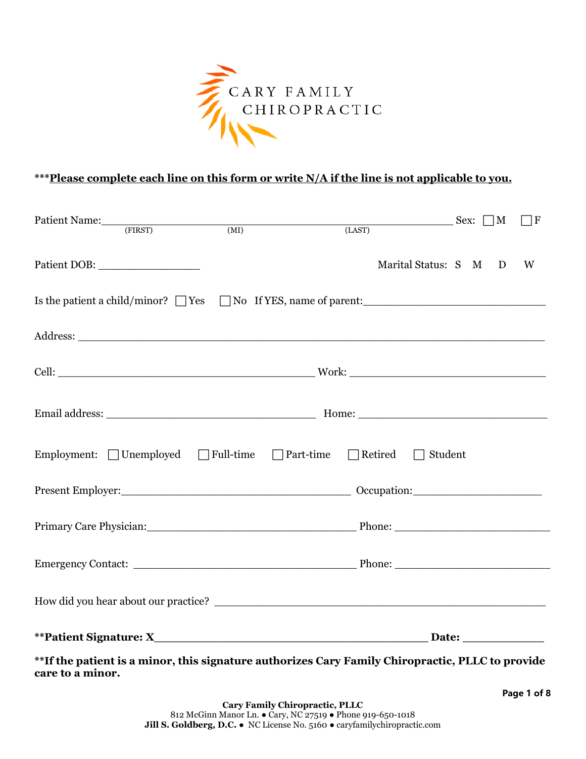# CARY FAMILY CHIROPRACTIC

***__Please complete each line on this form or write N/A if the line is not applicable to you.__**

Patient Name:_______________________________________________ Sex: ☐M ☐F
(FIRST) (MI) (LAST)

Patient DOB: ______________ Marital Status: S M D W

Is the patient a child/minor? ☐Yes ☐No If YES, name of parent:____________________________

Address: ____________________________________________________________________

Cell: ____________________________________ Work: _____________________________

Email address: ______________________________ Home: _____________________________

Employment: ☐Unemployed ☐Full-time ☐Part-time ☐Retired ☐Student

Present Employer:__________________________________ Occupation:___________________

Primary Care Physician:______________________________ Phone: ________________________

Emergency Contact: _________________________________ Phone: ________________________

How did you hear about our practice? ____________________________________________

****Patient Signature: X**______________________________________ **Date:** ____________

****If the patient is a minor, this signature authorizes Cary Family Chiropractic, PLLC to provide care to a minor.**

**Cary Family Chiropractic, PLLC**
812 McGinn Manor Ln. ● Cary, NC 27519 ● Phone 919-650-1018
**Jill S. Goldberg, D.C.** ● NC License No. 5160 ● caryfamilychiropractic.com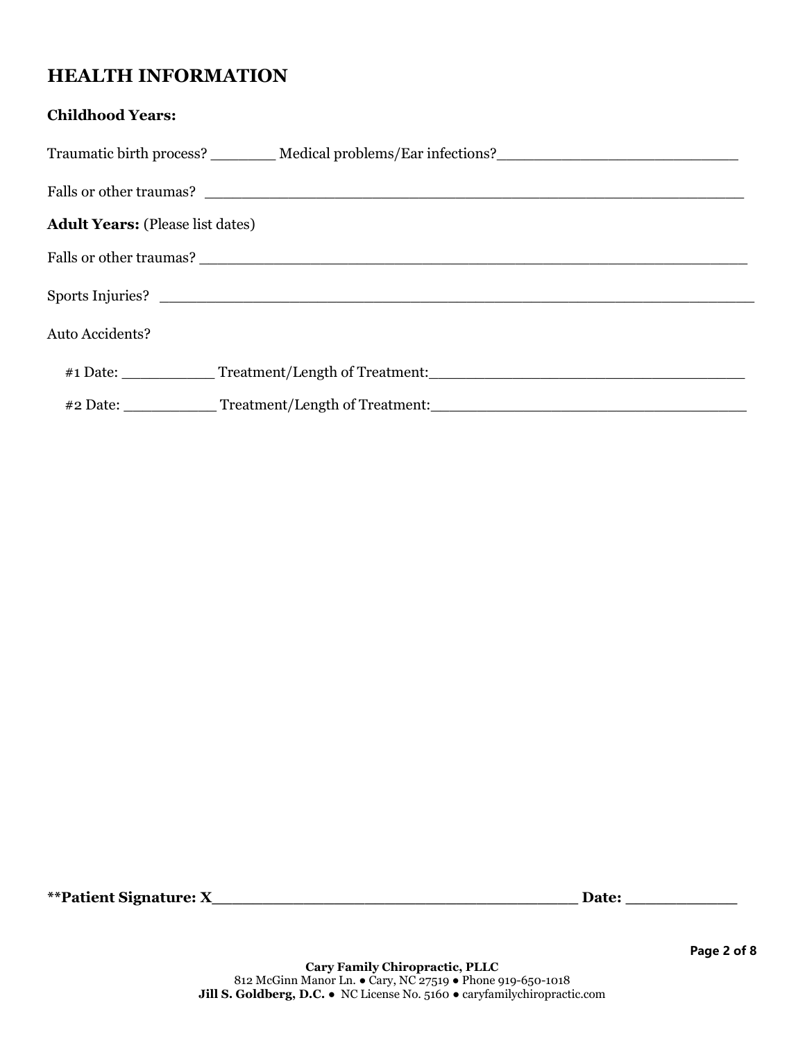# HEALTH INFORMATION

**Childhood Years:**

Traumatic birth process? _______ Medical problems/Ear infections?___________________________

Falls or other traumas? ____________________________________________________________

**Adult Years:** (Please list dates)

Falls or other traumas? ____________________________________________________________

Sports Injuries? _______________________________________________________________

Auto Accidents?

#1 Date: __________ Treatment/Length of Treatment:__________________________________

#2 Date: __________ Treatment/Length of Treatment:__________________________________

**Patient Signature: X______________________________________ Date: ___________**

**Cary Family Chiropractic, PLLC**
812 McGinn Manor Ln. ● Cary, NC 27519 ● Phone 919-650-1018
**Jill S. Goldberg, D.C.** ● NC License No. 5160 ● caryfamilychiropractic.com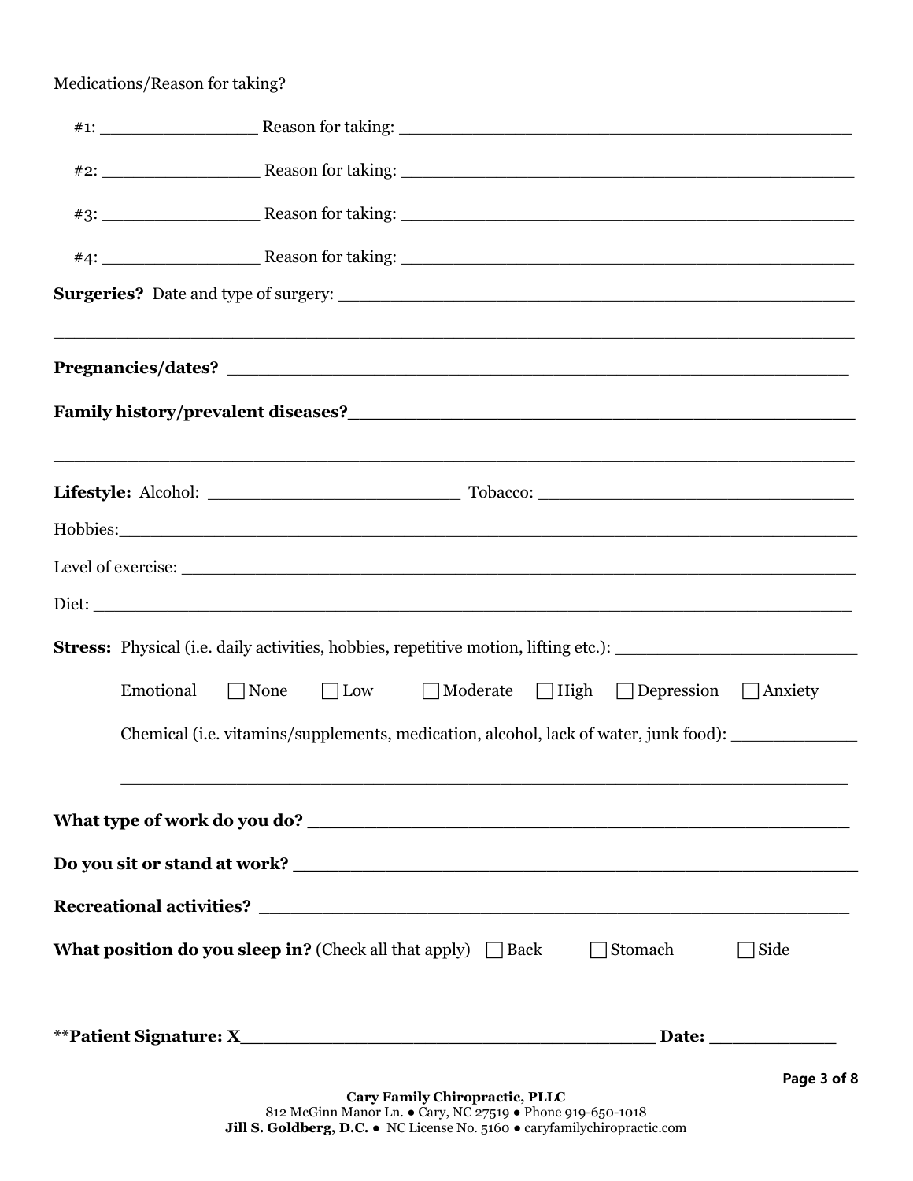Medications/Reason for taking?

#1: _______________ Reason for taking: ____________________________________________

#2: _______________ Reason for taking: ____________________________________________

#3: _______________ Reason for taking: ____________________________________________

#4: _______________ Reason for taking: ____________________________________________

**Surgeries?** Date and type of surgery: _________________________________________________

_____________________________________________________________________________

**Pregnancies/dates?** ____________________________________________________________

**Family history/prevalent diseases?**_______________________________________________

_____________________________________________________________________________

**Lifestyle:** Alcohol: ________________________ Tobacco: ______________________________

Hobbies:______________________________________________________________________

Level of exercise: _______________________________________________________________

Diet: _________________________________________________________________________

**Stress:** Physical (i.e. daily activities, hobbies, repetitive motion, lifting etc.): ________________________

Emotional ☐ None ☐ Low ☐ Moderate ☐ High ☐ Depression ☐ Anxiety

Chemical (i.e. vitamins/supplements, medication, alcohol, lack of water, junk food): ____________

_____________________________________________________________________

**What type of work do you do?** ____________________________________________________

**Do you sit or stand at work?** _____________________________________________________

**Recreational activities?** __________________________________________________________

**What position do you sleep in?** (Check all that apply) ☐ Back ☐ Stomach ☐ Side

**\*\*Patient Signature: X**________________________________________ **Date:** ____________

**Cary Family Chiropractic, PLLC**
812 McGinn Manor Ln. ● Cary, NC 27519 ● Phone 919-650-1018
**Jill S. Goldberg, D.C.** ● NC License No. 5160 ● caryfamilychiropractic.com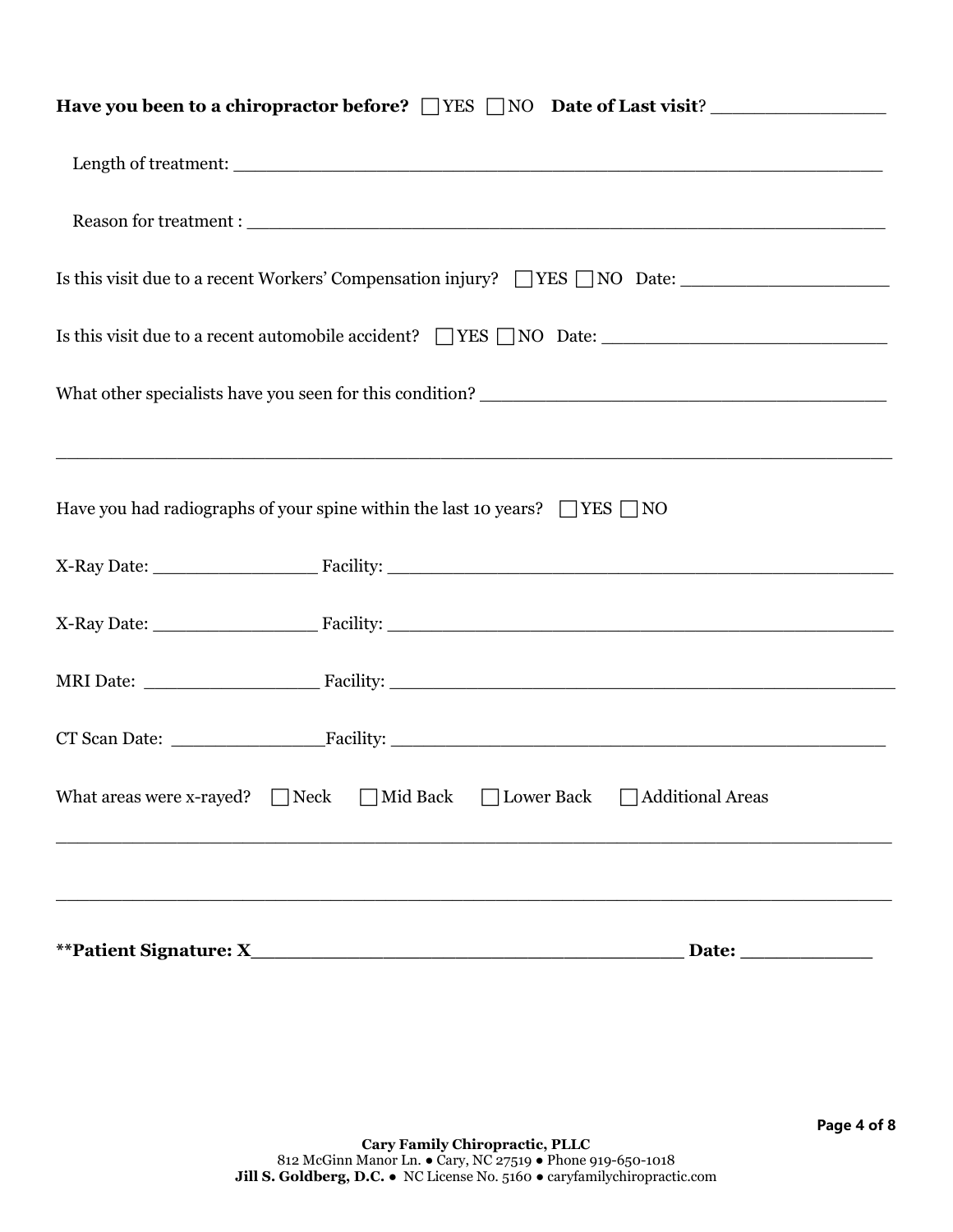**Have you been to a chiropractor before?** ☐ YES ☐ NO **Date of Last visit**? ________________

Length of treatment: ______________________________________________________________

Reason for treatment : ______________________________________________________________

Is this visit due to a recent Workers' Compensation injury? ☐ YES ☐ NO Date: ____________________

Is this visit due to a recent automobile accident? ☐ YES ☐ NO Date: ___________________________

What other specialists have you seen for this condition? ______________________________________

______________________________________________________________________________

Have you had radiographs of your spine within the last 10 years? ☐ YES ☐ NO

X-Ray Date: ________________ Facility: _______________________________________________

X-Ray Date: ________________ Facility: _______________________________________________

MRI Date: _________________ Facility: _______________________________________________

CT Scan Date: _______________Facility: _______________________________________________

What areas were x-rayed? ☐ Neck ☐ Mid Back ☐ Lower Back ☐ Additional Areas

______________________________________________________________________________

______________________________________________________________________________

**\*\*Patient Signature: X_______________________________________ Date: ____________**

**Cary Family Chiropractic, PLLC**
812 McGinn Manor Ln. ● Cary, NC 27519 ● Phone 919-650-1018
**Jill S. Goldberg, D.C.** ● NC License No. 5160 ● caryfamilychiropractic.com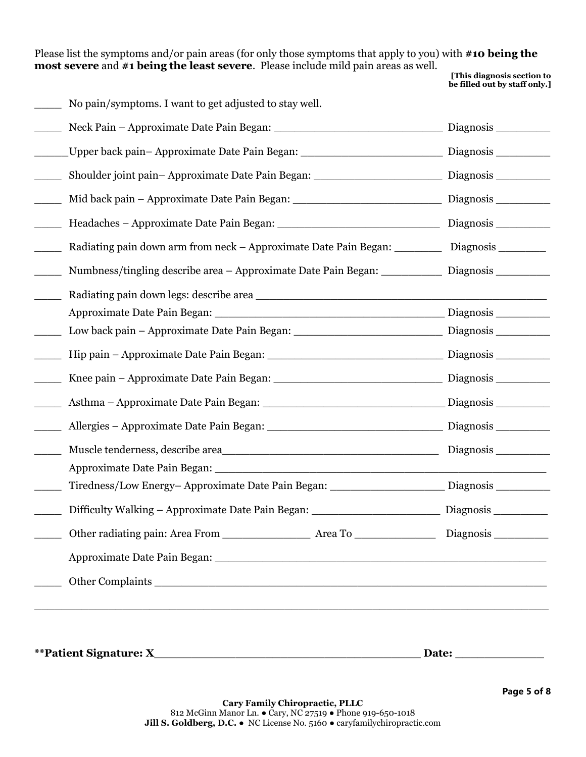Please list the symptoms and/or pain areas (for only those symptoms that apply to you) with **#10 being the most severe** and **#1 being the least severe**. Please include mild pain areas as well.

**[This diagnosis section to be filled out by staff only.]**

____ No pain/symptoms. I want to get adjusted to stay well.

____ Neck Pain – Approximate Date Pain Began: ________________________ Diagnosis ________

______Upper back pain– Approximate Date Pain Began: ______________________ Diagnosis ________

____ Shoulder joint pain– Approximate Date Pain Began: ___________________ Diagnosis ________

____ Mid back pain – Approximate Date Pain Began: ______________________ Diagnosis ________

____ Headaches – Approximate Date Pain Began: ________________________ Diagnosis ________

____ Radiating pain down arm from neck – Approximate Date Pain Began: _______ Diagnosis _______

____ Numbness/tingling describe area – Approximate Date Pain Began: _________ Diagnosis ________

____ Radiating pain down legs: describe area ____________________________________________

Approximate Date Pain Began: _________________________________ Diagnosis ________

____ Low back pain – Approximate Date Pain Began: ______________________ Diagnosis ________

____ Hip pain – Approximate Date Pain Began: __________________________ Diagnosis ________

____ Knee pain – Approximate Date Pain Began: _________________________ Diagnosis ________

____ Asthma – Approximate Date Pain Began: ___________________________ Diagnosis ________

____ Allergies – Approximate Date Pain Began: __________________________ Diagnosis ________

____ Muscle tenderness, describe area_______________________________ Diagnosis ________

Approximate Date Pain Began: ______________________________________________

____ Tiredness/Low Energy– Approximate Date Pain Began: ________________ Diagnosis ________

____ Difficulty Walking – Approximate Date Pain Began: ___________________ Diagnosis ________

____ Other radiating pain: Area From _____________ Area To ____________ Diagnosis ________

Approximate Date Pain Began: ______________________________________________

____ Other Complaints __________________________________________________________

______________________________________________________________________________

**\*\*Patient Signature: X___________________________________ Date: ___________**

**Cary Family Chiropractic, PLLC**
812 McGinn Manor Ln. ● Cary, NC 27519 ● Phone 919-650-1018
**Jill S. Goldberg, D.C.** ● NC License No. 5160 ● caryfamilychiropractic.com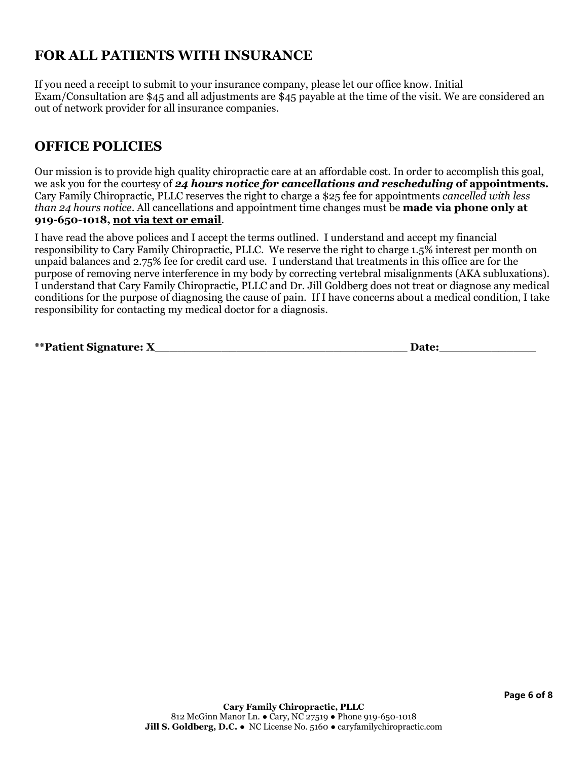## FOR ALL PATIENTS WITH INSURANCE

If you need a receipt to submit to your insurance company, please let our office know. Initial Exam/Consultation are $45 and all adjustments are $45 payable at the time of the visit. We are considered an out of network provider for all insurance companies.

## OFFICE POLICIES

Our mission is to provide high quality chiropractic care at an affordable cost. In order to accomplish this goal, we ask you for the courtesy of ***24 hours notice for cancellations and rescheduling*** **of appointments.** Cary Family Chiropractic, PLLC reserves the right to charge a $25 fee for appointments *cancelled with less than 24 hours notice*. All cancellations and appointment time changes must be **made via phone only at 919-650-1018, <u>not via text or email</u>**.

I have read the above polices and I accept the terms outlined. I understand and accept my financial responsibility to Cary Family Chiropractic, PLLC. We reserve the right to charge 1.5% interest per month on unpaid balances and 2.75% fee for credit card use. I understand that treatments in this office are for the purpose of removing nerve interference in my body by correcting vertebral misalignments (AKA subluxations). I understand that Cary Family Chiropractic, PLLC and Dr. Jill Goldberg does not treat or diagnose any medical conditions for the purpose of diagnosing the cause of pain. If I have concerns about a medical condition, I take responsibility for contacting my medical doctor for a diagnosis.

**\*\*Patient Signature: X\_\_\_\_\_\_\_\_\_\_\_\_\_\_\_\_\_\_\_\_\_\_\_\_\_\_\_\_\_\_\_\_\_\_\_ Date:\_\_\_\_\_\_\_\_\_\_\_\_\_\_**

**Cary Family Chiropractic, PLLC**
812 McGinn Manor Ln. ● Cary, NC 27519 ● Phone 919-650-1018
**Jill S. Goldberg, D.C.** ● NC License No. 5160 ● caryfamilychiropractic.com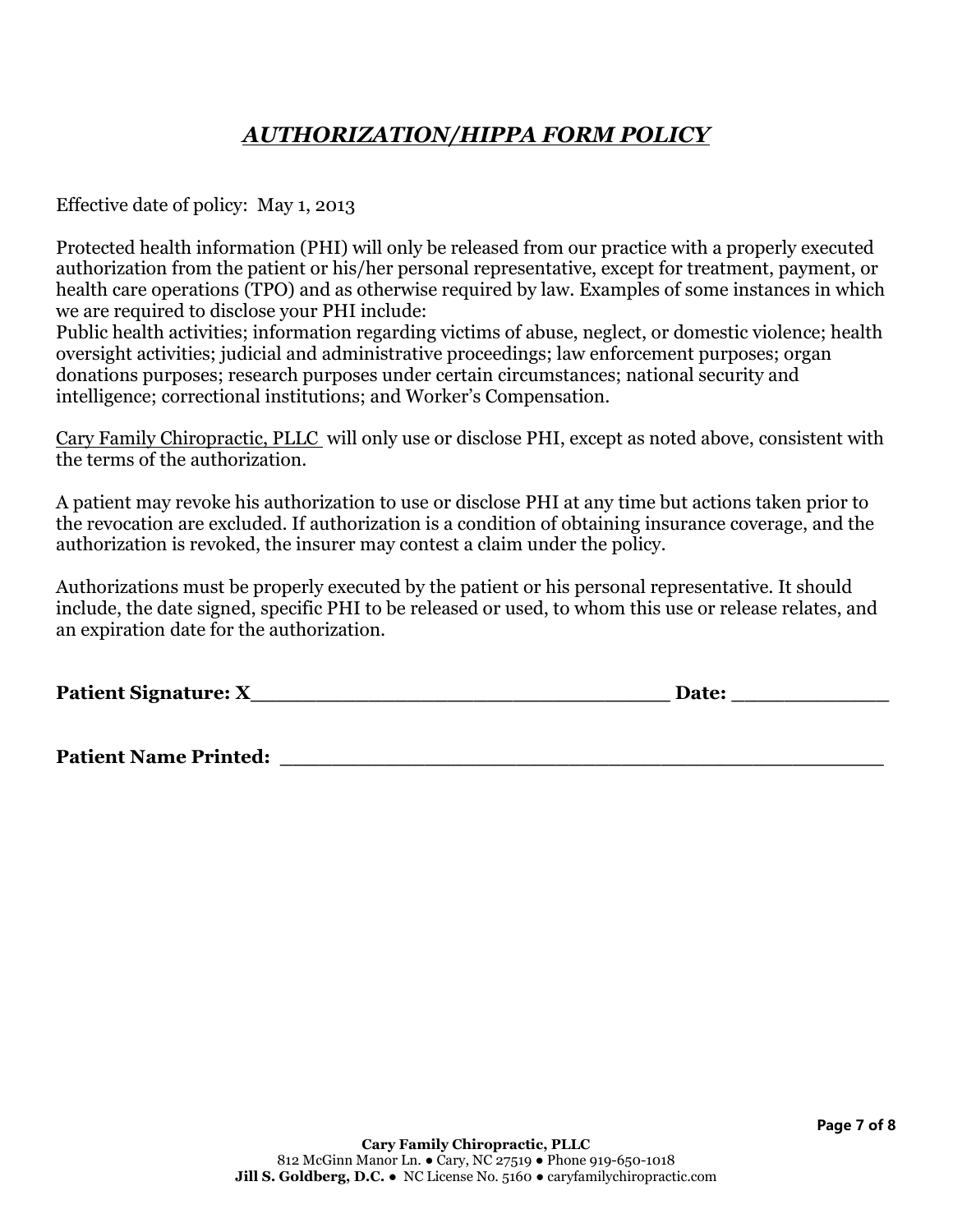# ***AUTHORIZATION/HIPPA FORM POLICY***

Effective date of policy: May 1, 2013

Protected health information (PHI) will only be released from our practice with a properly executed authorization from the patient or his/her personal representative, except for treatment, payment, or health care operations (TPO) and as otherwise required by law. Examples of some instances in which we are required to disclose your PHI include:
Public health activities; information regarding victims of abuse, neglect, or domestic violence; health oversight activities; judicial and administrative proceedings; law enforcement purposes; organ donations purposes; research purposes under certain circumstances; national security and intelligence; correctional institutions; and Worker's Compensation.

Cary Family Chiropractic, PLLC will only use or disclose PHI, except as noted above, consistent with the terms of the authorization.

A patient may revoke his authorization to use or disclose PHI at any time but actions taken prior to the revocation are excluded. If authorization is a condition of obtaining insurance coverage, and the authorization is revoked, the insurer may contest a claim under the policy.

Authorizations must be properly executed by the patient or his personal representative. It should include, the date signed, specific PHI to be released or used, to whom this use or release relates, and an expiration date for the authorization.

**Patient Signature: X**________________________________ **Date:** ____________

**Patient Name Printed:** ____________________________________________

**Cary Family Chiropractic, PLLC**
812 McGinn Manor Ln. ● Cary, NC 27519 ● Phone 919-650-1018
**Jill S. Goldberg, D.C.** ● NC License No. 5160 ● caryfamilychiropractic.com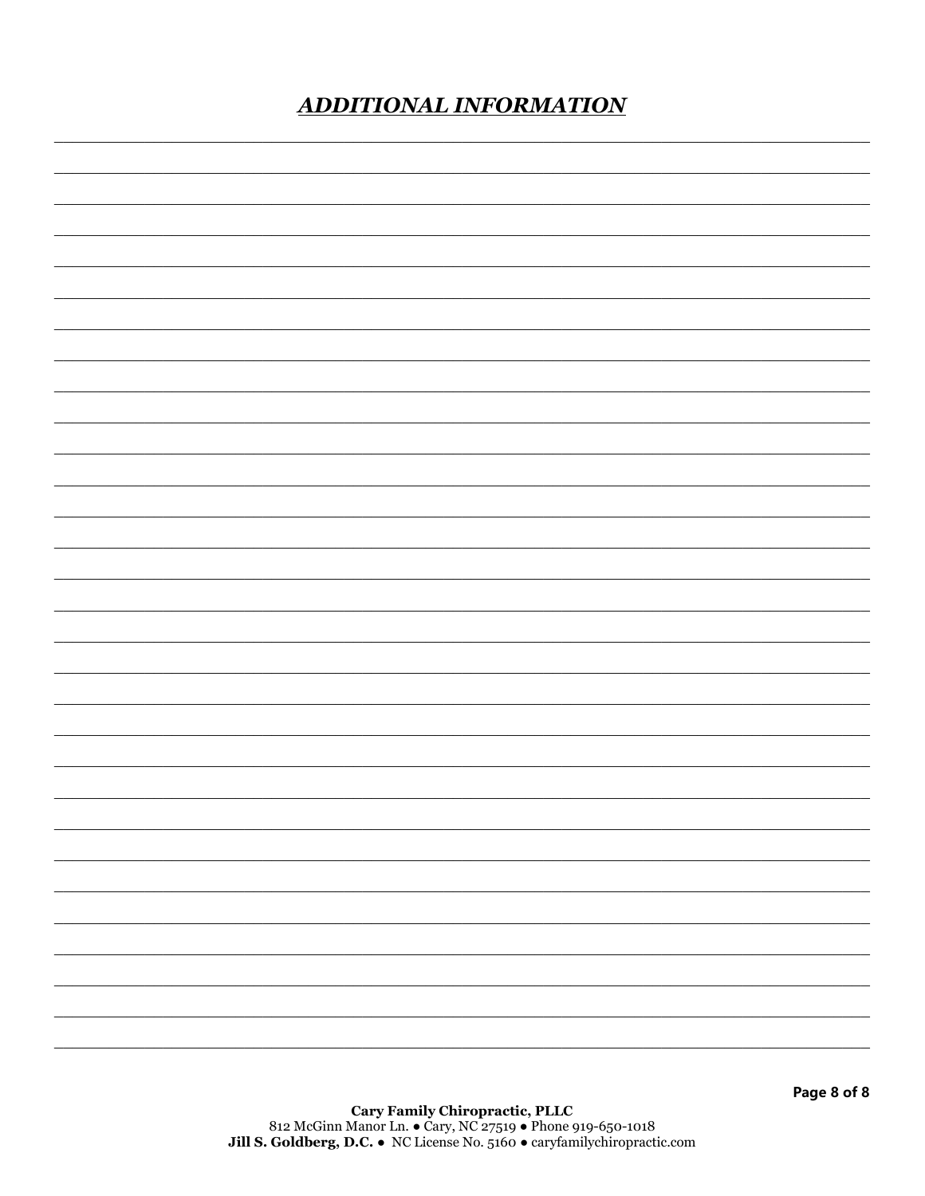## ***ADDITIONAL INFORMATION***

**Cary Family Chiropractic, PLLC**
812 McGinn Manor Ln. ● Cary, NC 27519 ● Phone 919-650-1018
**Jill S. Goldberg, D.C.** ● NC License No. 5160 ● caryfamilychiropractic.com